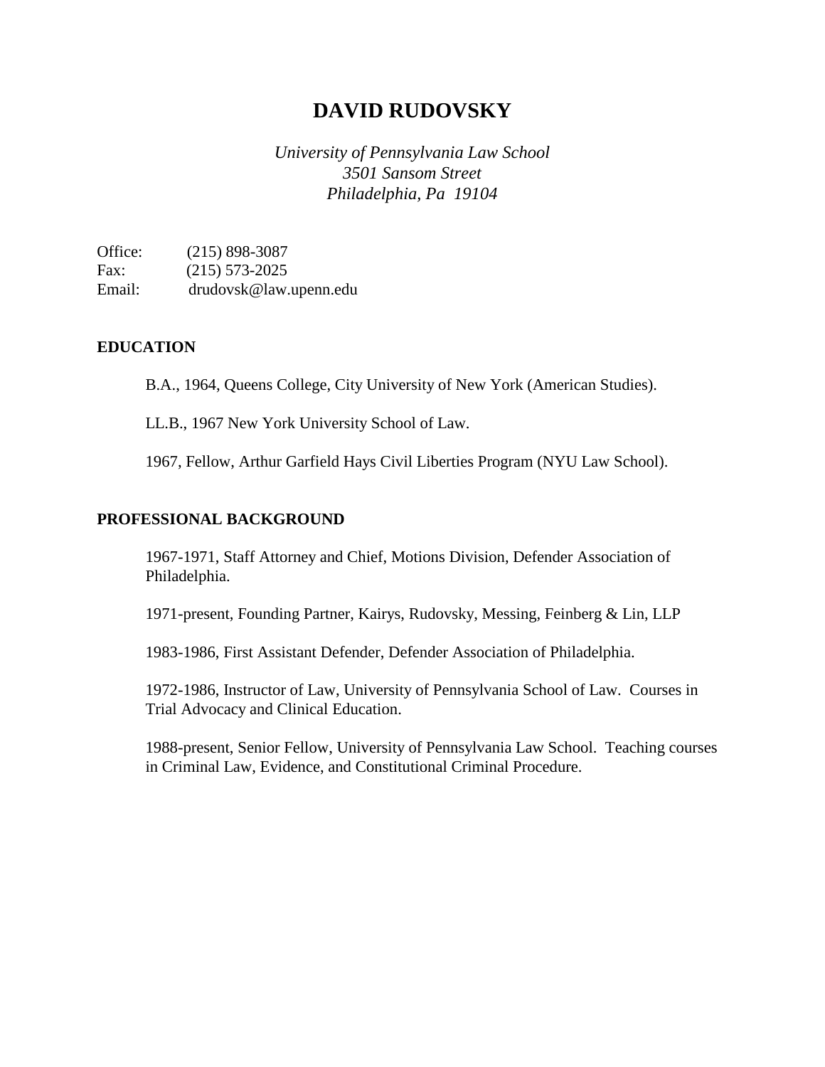# DAVID RUDOVSKY

*University of Pennsylvania Law School*
*3501 Sansom Street*
*Philadelphia, Pa 19104*

Office: (215) 898-3087
Fax: (215) 573-2025
Email: drudovsk@law.upenn.edu

## EDUCATION

B.A., 1964, Queens College, City University of New York (American Studies).

LL.B., 1967 New York University School of Law.

1967, Fellow, Arthur Garfield Hays Civil Liberties Program (NYU Law School).

## PROFESSIONAL BACKGROUND

1967-1971, Staff Attorney and Chief, Motions Division, Defender Association of Philadelphia.

1971-present, Founding Partner, Kairys, Rudovsky, Messing, Feinberg & Lin, LLP

1983-1986, First Assistant Defender, Defender Association of Philadelphia.

1972-1986, Instructor of Law, University of Pennsylvania School of Law. Courses in Trial Advocacy and Clinical Education.

1988-present, Senior Fellow, University of Pennsylvania Law School. Teaching courses in Criminal Law, Evidence, and Constitutional Criminal Procedure.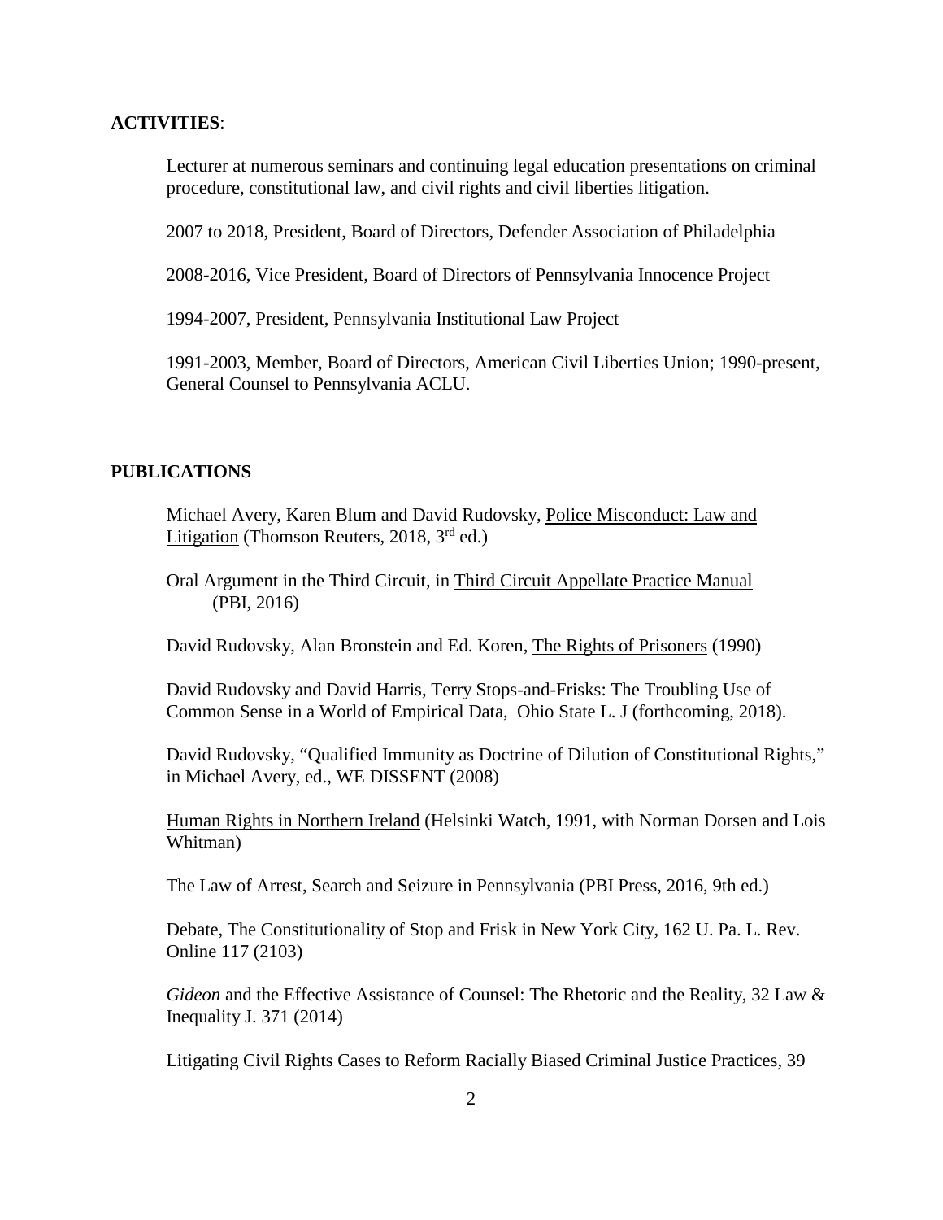**ACTIVITIES**:

Lecturer at numerous seminars and continuing legal education presentations on criminal procedure, constitutional law, and civil rights and civil liberties litigation.

2007 to 2018, President, Board of Directors, Defender Association of Philadelphia

2008-2016, Vice President, Board of Directors of Pennsylvania Innocence Project

1994-2007, President, Pennsylvania Institutional Law Project

1991-2003, Member, Board of Directors, American Civil Liberties Union; 1990-present, General Counsel to Pennsylvania ACLU.

**PUBLICATIONS**

Michael Avery, Karen Blum and David Rudovsky, Police Misconduct: Law and Litigation (Thomson Reuters, 2018, 3rd ed.)

Oral Argument in the Third Circuit, in Third Circuit Appellate Practice Manual (PBI, 2016)

David Rudovsky, Alan Bronstein and Ed. Koren, The Rights of Prisoners (1990)

David Rudovsky and David Harris, Terry Stops-and-Frisks: The Troubling Use of Common Sense in a World of Empirical Data, Ohio State L. J (forthcoming, 2018).

David Rudovsky, "Qualified Immunity as Doctrine of Dilution of Constitutional Rights," in Michael Avery, ed., WE DISSENT (2008)

Human Rights in Northern Ireland (Helsinki Watch, 1991, with Norman Dorsen and Lois Whitman)

The Law of Arrest, Search and Seizure in Pennsylvania (PBI Press, 2016, 9th ed.)

Debate, The Constitutionality of Stop and Frisk in New York City, 162 U. Pa. L. Rev. Online 117 (2103)

*Gideon* and the Effective Assistance of Counsel: The Rhetoric and the Reality, 32 Law & Inequality J. 371 (2014)

Litigating Civil Rights Cases to Reform Racially Biased Criminal Justice Practices, 39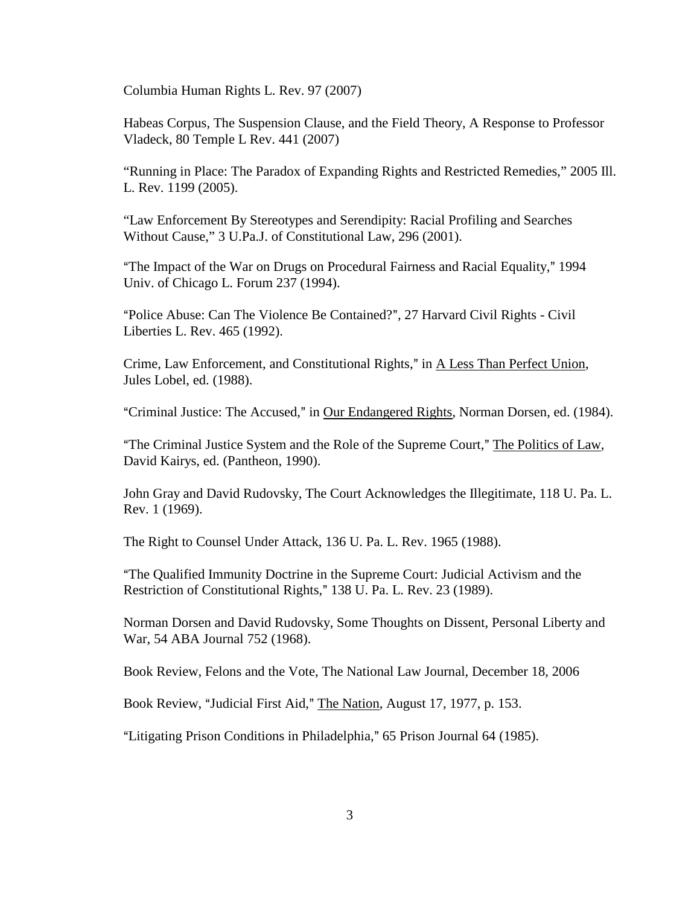Columbia Human Rights L. Rev. 97 (2007)

Habeas Corpus, The Suspension Clause, and the Field Theory, A Response to Professor Vladeck, 80 Temple L Rev. 441 (2007)

"Running in Place: The Paradox of Expanding Rights and Restricted Remedies," 2005 Ill. L. Rev. 1199 (2005).

"Law Enforcement By Stereotypes and Serendipity: Racial Profiling and Searches Without Cause," 3 U.Pa.J. of Constitutional Law, 296 (2001).

"The Impact of the War on Drugs on Procedural Fairness and Racial Equality," 1994 Univ. of Chicago L. Forum 237 (1994).

"Police Abuse: Can The Violence Be Contained?", 27 Harvard Civil Rights - Civil Liberties L. Rev. 465 (1992).

Crime, Law Enforcement, and Constitutional Rights," in A Less Than Perfect Union, Jules Lobel, ed. (1988).

"Criminal Justice: The Accused," in Our Endangered Rights, Norman Dorsen, ed. (1984).

"The Criminal Justice System and the Role of the Supreme Court," The Politics of Law, David Kairys, ed. (Pantheon, 1990).

John Gray and David Rudovsky, The Court Acknowledges the Illegitimate, 118 U. Pa. L. Rev. 1 (1969).

The Right to Counsel Under Attack, 136 U. Pa. L. Rev. 1965 (1988).

"The Qualified Immunity Doctrine in the Supreme Court: Judicial Activism and the Restriction of Constitutional Rights," 138 U. Pa. L. Rev. 23 (1989).

Norman Dorsen and David Rudovsky, Some Thoughts on Dissent, Personal Liberty and War, 54 ABA Journal 752 (1968).

Book Review, Felons and the Vote, The National Law Journal, December 18, 2006

Book Review, "Judicial First Aid," The Nation, August 17, 1977, p. 153.

"Litigating Prison Conditions in Philadelphia," 65 Prison Journal 64 (1985).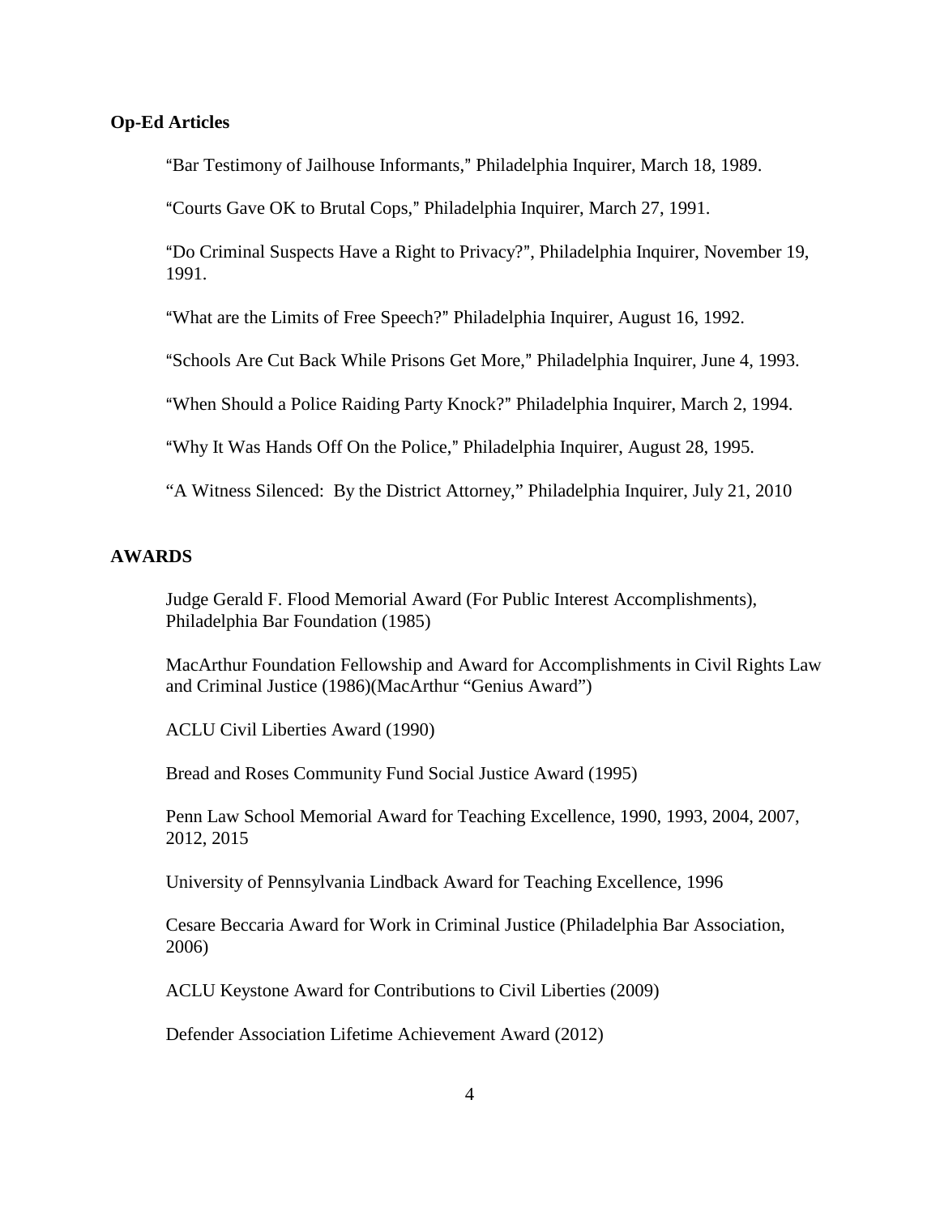**Op-Ed Articles**

"Bar Testimony of Jailhouse Informants," Philadelphia Inquirer, March 18, 1989.

"Courts Gave OK to Brutal Cops," Philadelphia Inquirer, March 27, 1991.

"Do Criminal Suspects Have a Right to Privacy?", Philadelphia Inquirer, November 19, 1991.

"What are the Limits of Free Speech?" Philadelphia Inquirer, August 16, 1992.

"Schools Are Cut Back While Prisons Get More," Philadelphia Inquirer, June 4, 1993.

"When Should a Police Raiding Party Knock?" Philadelphia Inquirer, March 2, 1994.

"Why It Was Hands Off On the Police," Philadelphia Inquirer, August 28, 1995.

"A Witness Silenced: By the District Attorney," Philadelphia Inquirer, July 21, 2010

**AWARDS**

Judge Gerald F. Flood Memorial Award (For Public Interest Accomplishments), Philadelphia Bar Foundation (1985)

MacArthur Foundation Fellowship and Award for Accomplishments in Civil Rights Law and Criminal Justice (1986)(MacArthur "Genius Award")

ACLU Civil Liberties Award (1990)

Bread and Roses Community Fund Social Justice Award (1995)

Penn Law School Memorial Award for Teaching Excellence, 1990, 1993, 2004, 2007, 2012, 2015

University of Pennsylvania Lindback Award for Teaching Excellence, 1996

Cesare Beccaria Award for Work in Criminal Justice (Philadelphia Bar Association, 2006)

ACLU Keystone Award for Contributions to Civil Liberties (2009)

Defender Association Lifetime Achievement Award (2012)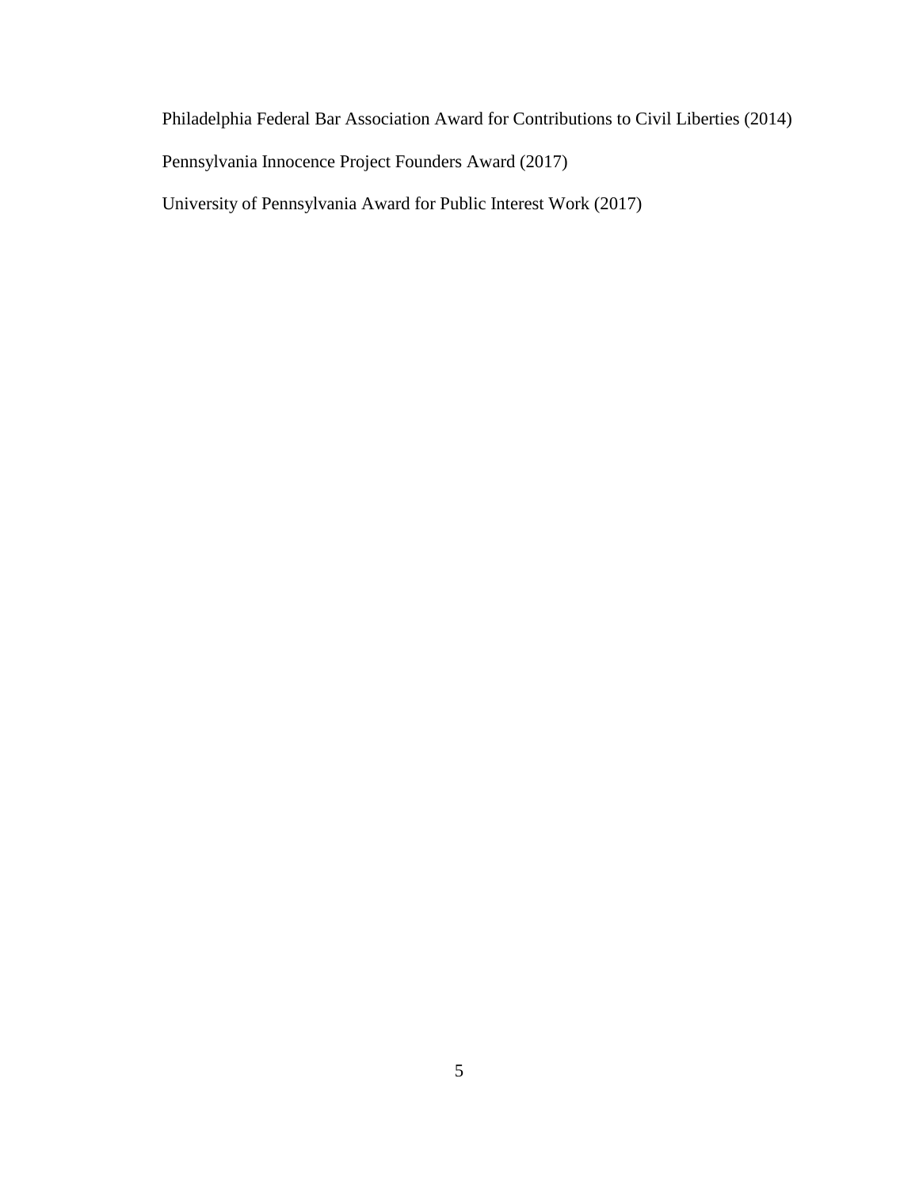Philadelphia Federal Bar Association Award for Contributions to Civil Liberties (2014)

Pennsylvania Innocence Project Founders Award (2017)

University of Pennsylvania Award for Public Interest Work (2017)